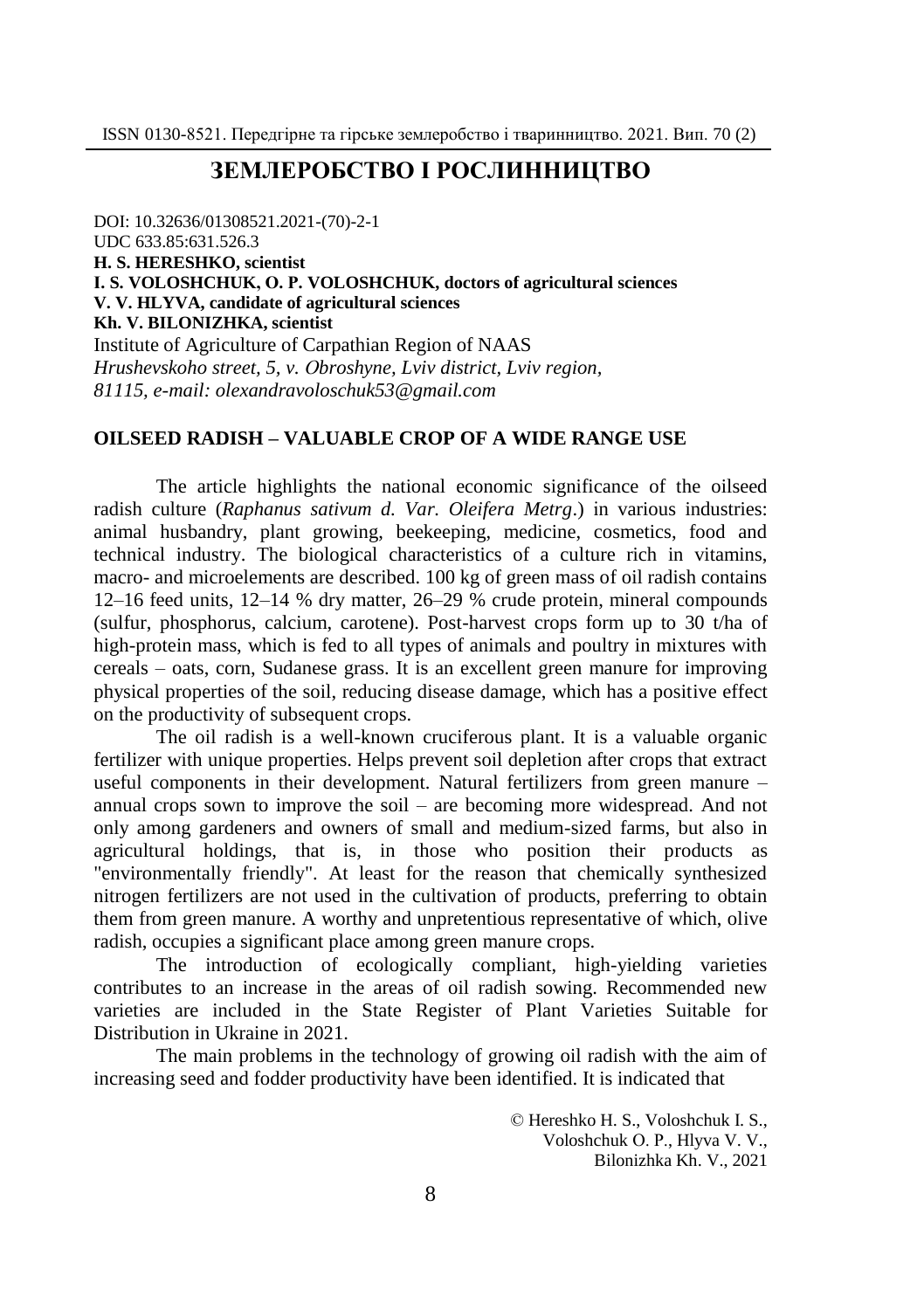# ЗЕМЛЕРОБСТВО І РОСЛИННИЦТВО

DOI: 10.32636/01308521.2021-(70)-2-1
UDC 633.85:631.526.3
**H. S. HERESHKO, scientist**
**I. S. VOLOSHCHUK, O. P. VOLOSHCHUK, doctors of agricultural sciences**
**V. V. HLYVA, candidate of agricultural sciences**
**Kh. V. BILONIZHKA, scientist**
Institute of Agriculture of Carpathian Region of NAAS
*Hrushevskoho street, 5, v. Obroshyne, Lviv district, Lviv region,*
*81115, e-mail: olexandravoloschuk53@gmail.com*

## OILSEED RADISH – VALUABLE CROP OF A WIDE RANGE USE

The article highlights the national economic significance of the oilseed radish culture (*Raphanus sativum d. Var. Oleifera Metrg*.) in various industries: animal husbandry, plant growing, beekeeping, medicine, cosmetics, food and technical industry. The biological characteristics of a culture rich in vitamins, macro- and microelements are described. 100 kg of green mass of oil radish contains 12–16 feed units, 12–14 % dry matter, 26–29 % crude protein, mineral compounds (sulfur, phosphorus, calcium, carotene). Post-harvest crops form up to 30 t/ha of high-protein mass, which is fed to all types of animals and poultry in mixtures with cereals – oats, corn, Sudanese grass. It is an excellent green manure for improving physical properties of the soil, reducing disease damage, which has a positive effect on the productivity of subsequent crops.

The oil radish is a well-known cruciferous plant. It is a valuable organic fertilizer with unique properties. Helps prevent soil depletion after crops that extract useful components in their development. Natural fertilizers from green manure – annual crops sown to improve the soil – are becoming more widespread. And not only among gardeners and owners of small and medium-sized farms, but also in agricultural holdings, that is, in those who position their products as "environmentally friendly". At least for the reason that chemically synthesized nitrogen fertilizers are not used in the cultivation of products, preferring to obtain them from green manure. A worthy and unpretentious representative of which, olive radish, occupies a significant place among green manure crops.

The introduction of ecologically compliant, high-yielding varieties contributes to an increase in the areas of oil radish sowing. Recommended new varieties are included in the State Register of Plant Varieties Suitable for Distribution in Ukraine in 2021.

The main problems in the technology of growing oil radish with the aim of increasing seed and fodder productivity have been identified. It is indicated that

© Hereshko H. S., Voloshchuk I. S., Voloshchuk O. P., Hlyva V. V., Bilonizhka Kh. V., 2021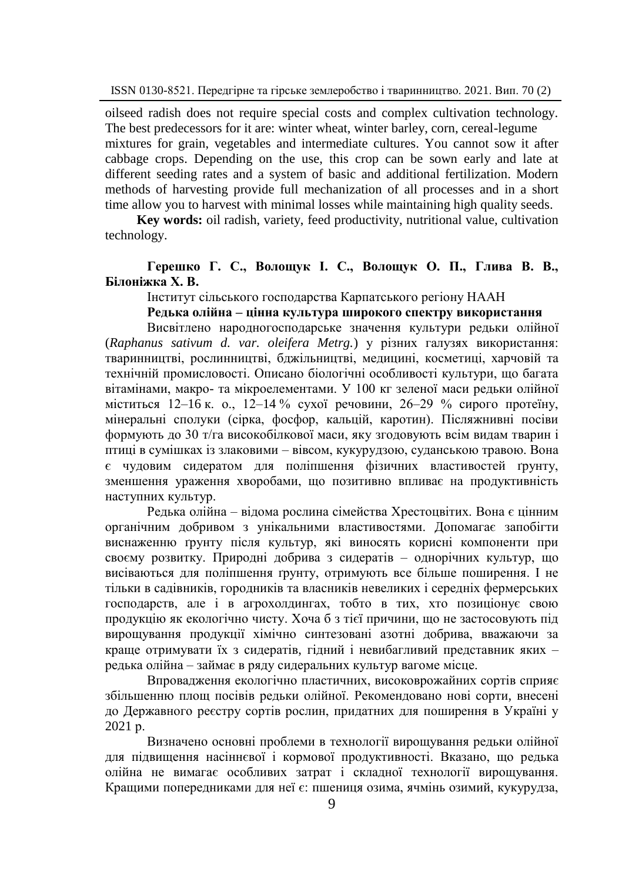oilseed radish does not require special costs and complex cultivation technology. The best predecessors for it are: winter wheat, winter barley, corn, cereal-legume mixtures for grain, vegetables and intermediate cultures. You cannot sow it after cabbage crops. Depending on the use, this crop can be sown early and late at different seeding rates and a system of basic and additional fertilization. Modern methods of harvesting provide full mechanization of all processes and in a short time allow you to harvest with minimal losses while maintaining high quality seeds.

**Key words:** oil radish, variety, feed productivity, nutritional value, cultivation technology.

**Герешко Г. С., Волощук І. С., Волощук О. П., Глива В. В., Білоніжка Х. В.**

Інститут сільського господарства Карпатського регіону НААН

**Редька олійна – цінна культура широкого спектру використання**

Висвітлено народногосподарське значення культури редьки олійної (*Raphanus sativum d. var. oleifera Metrg.*) у різних галузях використання: тваринництві, рослинництві, бджільництві, медицині, косметиці, харчовій та технічній промисловості. Описано біологічні особливості культури, що багата вітамінами, макро- та мікроелементами. У 100 кг зеленої маси редьки олійної міститься 12–16 к. о., 12–14 % сухої речовини, 26–29 % сирого протеїну, мінеральні сполуки (сірка, фосфор, кальцій, каротин). Післяжнивні посіви формують до 30 т/га високобілкової маси, яку згодовують всім видам тварин і птиці в сумішках із злаковими – вівсом, кукурудзою, суданською травою. Вона є чудовим сидератом для поліпшення фізичних властивостей ґрунту, зменшення ураження хворобами, що позитивно впливає на продуктивність наступних культур.

Редька олійна – відома рослина сімейства Хрестоцвітих. Вона є цінним органічним добривом з унікальними властивостями. Допомагає запобігти виснаженню ґрунту після культур, які виносять корисні компоненти при своєму розвитку. Природні добрива з сидератів – однорічних культур, що висіваються для поліпшення ґрунту, отримують все більше поширення. І не тільки в садівників, городників та власників невеликих і середніх фермерських господарств, але і в агрохолдингах, тобто в тих, хто позиціонує свою продукцію як екологічно чисту. Хоча б з тієї причини, що не застосовують під вирощування продукції хімічно синтезовані азотні добрива, вважаючи за краще отримувати їх з сидератів, гідний і невибагливий представник яких – редька олійна – займає в ряду сидеральних культур вагоме місце.

Впровадження екологічно пластичних, високоврожайних сортів сприяє збільшенню площ посівів редьки олійної. Рекомендовано нові сорти, внесені до Державного реєстру сортів рослин, придатних для поширення в Україні у 2021 р.

Визначено основні проблеми в технології вирощування редьки олійної для підвищення насіннєвої і кормової продуктивності. Вказано, що редька олійна не вимагає особливих затрат і складної технології вирощування. Кращими попередниками для неї є: пшениця озима, ячмінь озимий, кукурудза,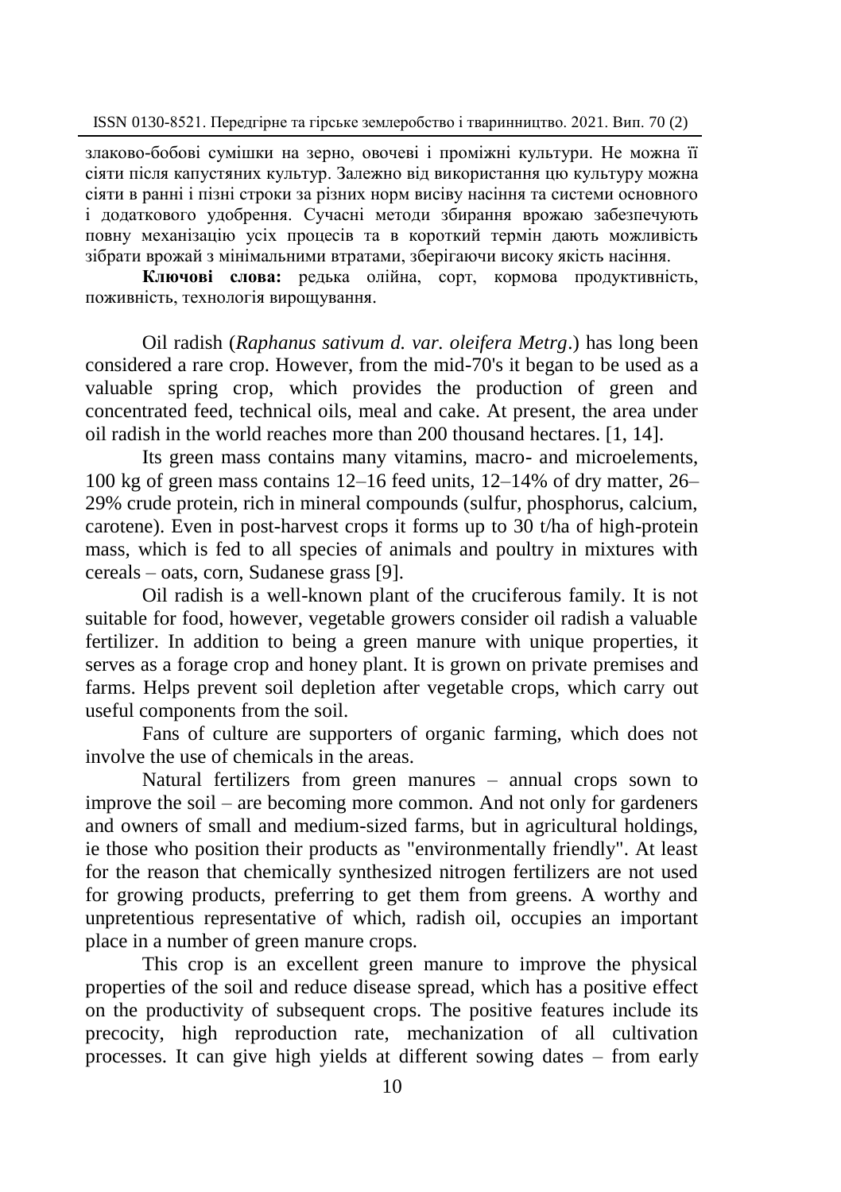злаково-бобові сумішки на зерно, овочеві і проміжні культури. Не можна її сіяти після капустяних культур. Залежно від використання цю культуру можна сіяти в ранні і пізні строки за різних норм висіву насіння та системи основного і додаткового удобрення. Сучасні методи збирання врожаю забезпечують повну механізацію усіх процесів та в короткий термін дають можливість зібрати врожай з мінімальними втратами, зберігаючи високу якість насіння.

**Ключові слова:** редька олійна, сорт, кормова продуктивність, поживність, технологія вирощування.

Oil radish (*Raphanus sativum d. var. oleifera Metrg*.) has long been considered a rare crop. However, from the mid-70's it began to be used as a valuable spring crop, which provides the production of green and concentrated feed, technical oils, meal and cake. At present, the area under oil radish in the world reaches more than 200 thousand hectares. [1, 14].

Its green mass contains many vitamins, macro- and microelements, 100 kg of green mass contains 12–16 feed units, 12–14% of dry matter, 26–29% crude protein, rich in mineral compounds (sulfur, phosphorus, calcium, carotene). Even in post-harvest crops it forms up to 30 t/ha of high-protein mass, which is fed to all species of animals and poultry in mixtures with cereals – oats, corn, Sudanese grass [9].

Oil radish is a well-known plant of the cruciferous family. It is not suitable for food, however, vegetable growers consider oil radish a valuable fertilizer. In addition to being a green manure with unique properties, it serves as a forage crop and honey plant. It is grown on private premises and farms. Helps prevent soil depletion after vegetable crops, which carry out useful components from the soil.

Fans of culture are supporters of organic farming, which does not involve the use of chemicals in the areas.

Natural fertilizers from green manures – annual crops sown to improve the soil – are becoming more common. And not only for gardeners and owners of small and medium-sized farms, but in agricultural holdings, ie those who position their products as "environmentally friendly". At least for the reason that chemically synthesized nitrogen fertilizers are not used for growing products, preferring to get them from greens. A worthy and unpretentious representative of which, radish oil, occupies an important place in a number of green manure crops.

This crop is an excellent green manure to improve the physical properties of the soil and reduce disease spread, which has a positive effect on the productivity of subsequent crops. The positive features include its precocity, high reproduction rate, mechanization of all cultivation processes. It can give high yields at different sowing dates – from early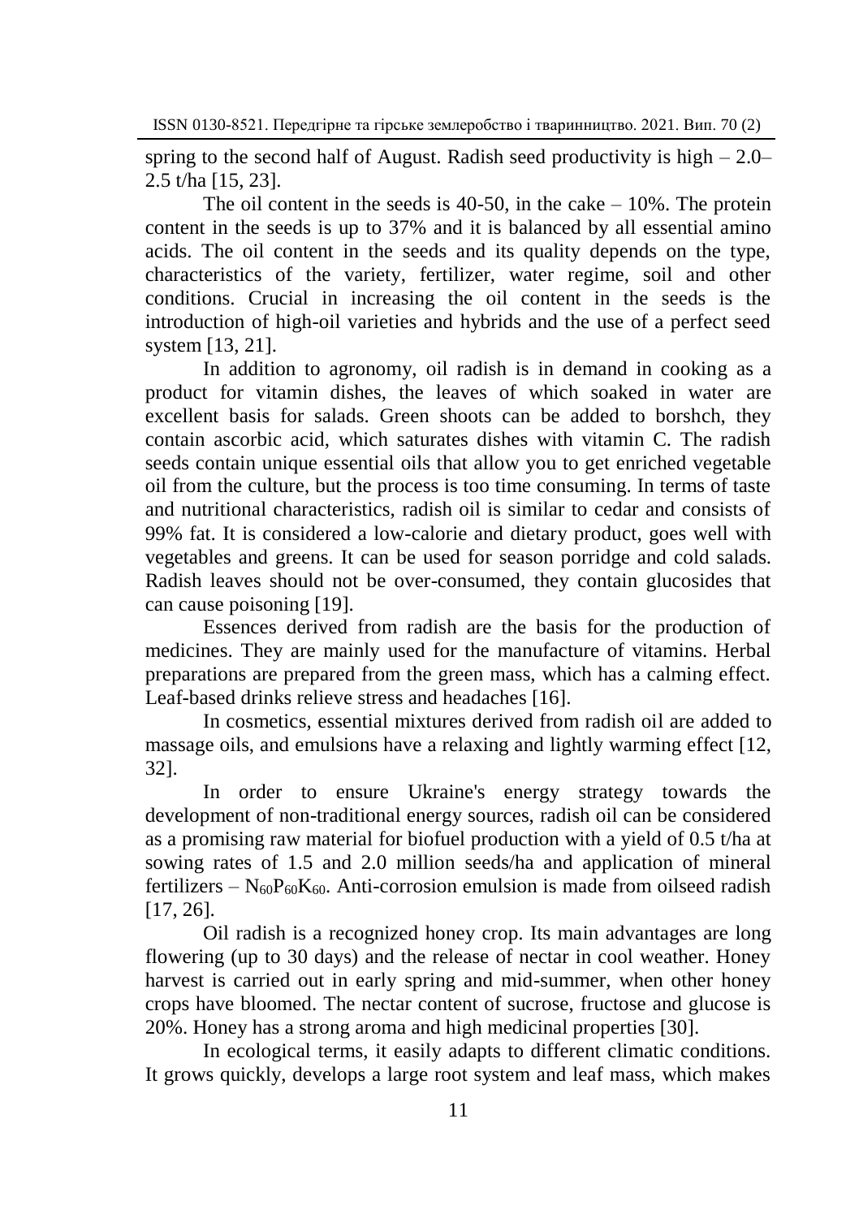spring to the second half of August. Radish seed productivity is high – 2.0–2.5 t/ha [15, 23].

The oil content in the seeds is 40-50, in the cake – 10%. The protein content in the seeds is up to 37% and it is balanced by all essential amino acids. The oil content in the seeds and its quality depends on the type, characteristics of the variety, fertilizer, water regime, soil and other conditions. Crucial in increasing the oil content in the seeds is the introduction of high-oil varieties and hybrids and the use of a perfect seed system [13, 21].

In addition to agronomy, oil radish is in demand in cooking as a product for vitamin dishes, the leaves of which soaked in water are excellent basis for salads. Green shoots can be added to borshch, they contain ascorbic acid, which saturates dishes with vitamin C. The radish seeds contain unique essential oils that allow you to get enriched vegetable oil from the culture, but the process is too time consuming. In terms of taste and nutritional characteristics, radish oil is similar to cedar and consists of 99% fat. It is considered a low-calorie and dietary product, goes well with vegetables and greens. It can be used for season porridge and cold salads. Radish leaves should not be over-consumed, they contain glucosides that can cause poisoning [19].

Essences derived from radish are the basis for the production of medicines. They are mainly used for the manufacture of vitamins. Herbal preparations are prepared from the green mass, which has a calming effect. Leaf-based drinks relieve stress and headaches [16].

In cosmetics, essential mixtures derived from radish oil are added to massage oils, and emulsions have a relaxing and lightly warming effect [12, 32].

In order to ensure Ukraine's energy strategy towards the development of non-traditional energy sources, radish oil can be considered as a promising raw material for biofuel production with a yield of 0.5 t/ha at sowing rates of 1.5 and 2.0 million seeds/ha and application of mineral fertilizers – $N_{60}P_{60}K_{60}$. Anti-corrosion emulsion is made from oilseed radish [17, 26].

Oil radish is a recognized honey crop. Its main advantages are long flowering (up to 30 days) and the release of nectar in cool weather. Honey harvest is carried out in early spring and mid-summer, when other honey crops have bloomed. The nectar content of sucrose, fructose and glucose is 20%. Honey has a strong aroma and high medicinal properties [30].

In ecological terms, it easily adapts to different climatic conditions. It grows quickly, develops a large root system and leaf mass, which makes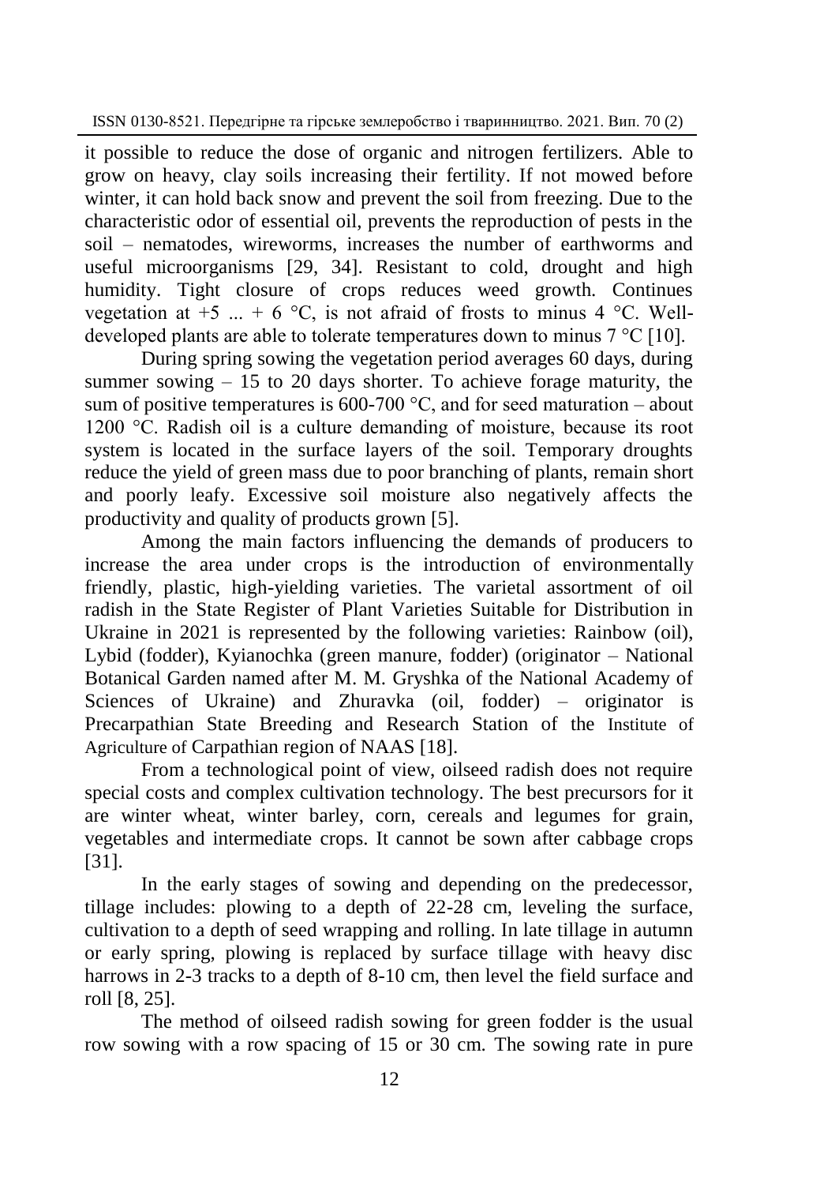it possible to reduce the dose of organic and nitrogen fertilizers. Able to grow on heavy, clay soils increasing their fertility. If not mowed before winter, it can hold back snow and prevent the soil from freezing. Due to the characteristic odor of essential oil, prevents the reproduction of pests in the soil – nematodes, wireworms, increases the number of earthworms and useful microorganisms [29, 34]. Resistant to cold, drought and high humidity. Tight closure of crops reduces weed growth. Continues vegetation at +5 ... + 6 °C, is not afraid of frosts to minus 4 °C. Well-developed plants are able to tolerate temperatures down to minus 7 °C [10].

During spring sowing the vegetation period averages 60 days, during summer sowing – 15 to 20 days shorter. To achieve forage maturity, the sum of positive temperatures is 600-700 °C, and for seed maturation – about 1200 °C. Radish oil is a culture demanding of moisture, because its root system is located in the surface layers of the soil. Temporary droughts reduce the yield of green mass due to poor branching of plants, remain short and poorly leafy. Excessive soil moisture also negatively affects the productivity and quality of products grown [5].

Among the main factors influencing the demands of producers to increase the area under crops is the introduction of environmentally friendly, plastic, high-yielding varieties. The varietal assortment of oil radish in the State Register of Plant Varieties Suitable for Distribution in Ukraine in 2021 is represented by the following varieties: Rainbow (oil), Lybid (fodder), Kyianochka (green manure, fodder) (originator – National Botanical Garden named after M. M. Gryshka of the National Academy of Sciences of Ukraine) and Zhuravka (oil, fodder) – originator is Precarpathian State Breeding and Research Station of the Institute of Agriculture of Carpathian region of NAAS [18].

From a technological point of view, oilseed radish does not require special costs and complex cultivation technology. The best precursors for it are winter wheat, winter barley, corn, cereals and legumes for grain, vegetables and intermediate crops. It cannot be sown after cabbage crops [31].

In the early stages of sowing and depending on the predecessor, tillage includes: plowing to a depth of 22-28 cm, leveling the surface, cultivation to a depth of seed wrapping and rolling. In late tillage in autumn or early spring, plowing is replaced by surface tillage with heavy disc harrows in 2-3 tracks to a depth of 8-10 cm, then level the field surface and roll [8, 25].

The method of oilseed radish sowing for green fodder is the usual row sowing with a row spacing of 15 or 30 cm. The sowing rate in pure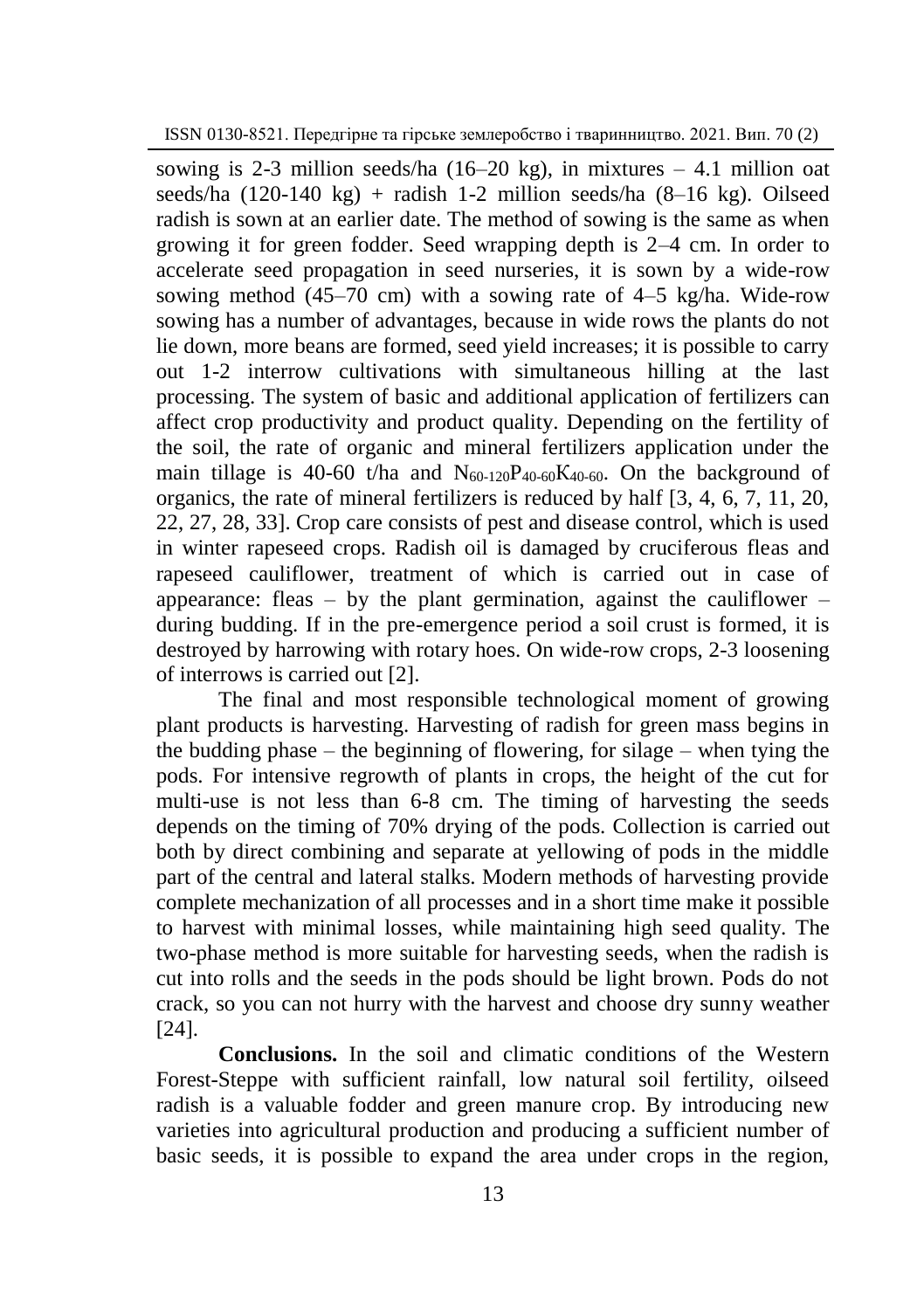sowing is 2-3 million seeds/ha (16–20 kg), in mixtures – 4.1 million oat seeds/ha (120-140 kg) + radish 1-2 million seeds/ha (8–16 kg). Oilseed radish is sown at an earlier date. The method of sowing is the same as when growing it for green fodder. Seed wrapping depth is 2–4 cm. In order to accelerate seed propagation in seed nurseries, it is sown by a wide-row sowing method (45–70 cm) with a sowing rate of 4–5 kg/ha. Wide-row sowing has a number of advantages, because in wide rows the plants do not lie down, more beans are formed, seed yield increases; it is possible to carry out 1-2 interrow cultivations with simultaneous hilling at the last processing. The system of basic and additional application of fertilizers can affect crop productivity and product quality. Depending on the fertility of the soil, the rate of organic and mineral fertilizers application under the main tillage is 40-60 t/ha and $N_{60\text{-}120}P_{40\text{-}60}K_{40\text{-}60}$. On the background of organics, the rate of mineral fertilizers is reduced by half [3, 4, 6, 7, 11, 20, 22, 27, 28, 33]. Crop care consists of pest and disease control, which is used in winter rapeseed crops. Radish oil is damaged by cruciferous fleas and rapeseed cauliflower, treatment of which is carried out in case of appearance: fleas – by the plant germination, against the cauliflower – during budding. If in the pre-emergence period a soil crust is formed, it is destroyed by harrowing with rotary hoes. On wide-row crops, 2-3 loosening of interrows is carried out [2].

The final and most responsible technological moment of growing plant products is harvesting. Harvesting of radish for green mass begins in the budding phase – the beginning of flowering, for silage – when tying the pods. For intensive regrowth of plants in crops, the height of the cut for multi-use is not less than 6-8 cm. The timing of harvesting the seeds depends on the timing of 70% drying of the pods. Collection is carried out both by direct combining and separate at yellowing of pods in the middle part of the central and lateral stalks. Modern methods of harvesting provide complete mechanization of all processes and in a short time make it possible to harvest with minimal losses, while maintaining high seed quality. The two-phase method is more suitable for harvesting seeds, when the radish is cut into rolls and the seeds in the pods should be light brown. Pods do not crack, so you can not hurry with the harvest and choose dry sunny weather [24].

**Conclusions.** In the soil and climatic conditions of the Western Forest-Steppe with sufficient rainfall, low natural soil fertility, oilseed radish is a valuable fodder and green manure crop. By introducing new varieties into agricultural production and producing a sufficient number of basic seeds, it is possible to expand the area under crops in the region,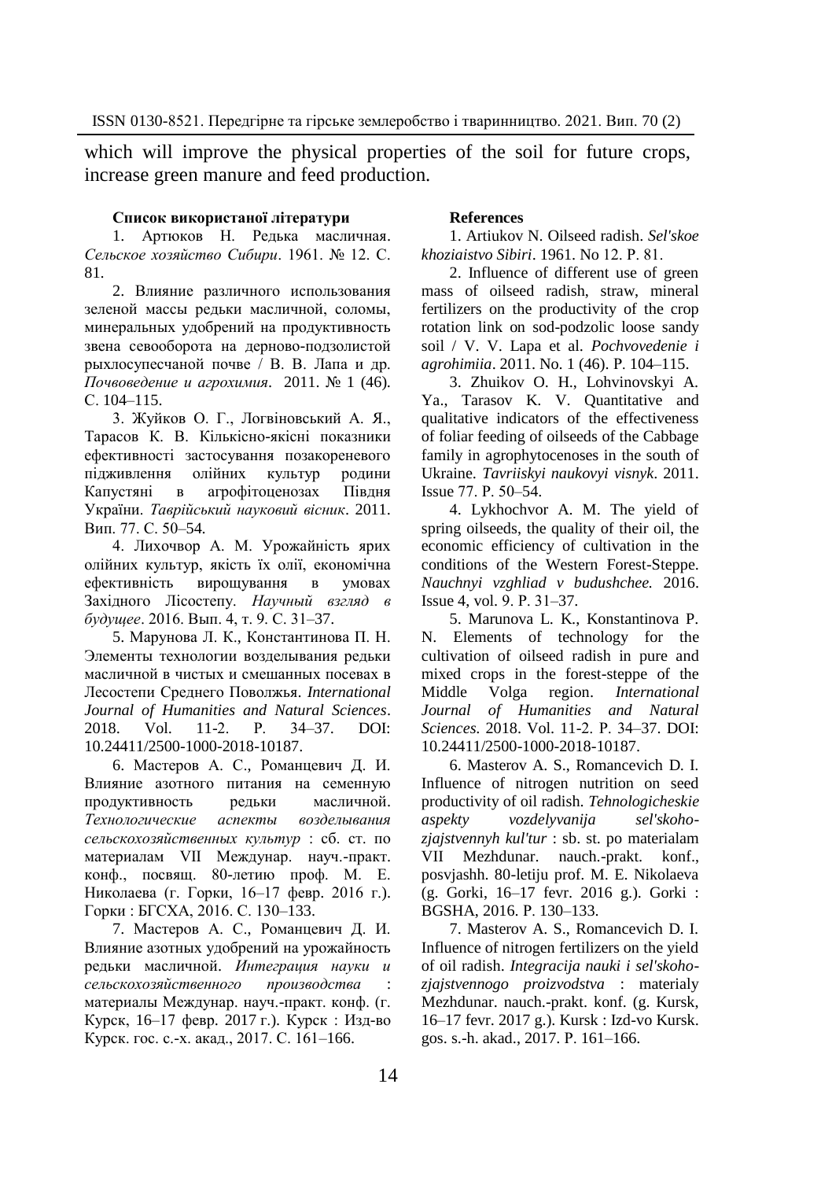which will improve the physical properties of the soil for future crops, increase green manure and feed production.

**Список використаної літератури**

1. Артюков Н. Редька масличная. *Сельское хозяйство Сибири*. 1961. № 12. С. 81.

2. Влияние различного использования зеленой массы редьки масличной, соломы, минеральных удобрений на продуктивность звена севооборота на дерново-подзолистой рыхлосупесчаной почве / В. В. Лапа и др. *Почвоведение и агрохимия*. 2011. № 1 (46). С. 104–115.

3. Жуйков О. Г., Логвіновський А. Я., Тарасов К. В. Кількісно-якісні показники ефективності застосування позакореневого підживлення олійних культур родини Капустяні в агрофітоценозах Півдня України. *Таврійський науковий вісник*. 2011. Вип. 77. С. 50–54.

4. Лихочвор А. М. Урожайність ярих олійних культур, якість їх олії, економічна ефективність вирощування в умовах Західного Лісостепу. *Научный взгляд в будущее*. 2016. Вып. 4, т. 9. С. 31–37.

5. Марунова Л. К., Константинова П. Н. Элементы технологии возделывания редьки масличной в чистых и смешанных посевах в Лесостепи Среднего Поволжья. *International Journal of Humanities and Natural Sciences*. 2018. Vol. 11-2. P. 34–37. DOI: 10.24411/2500-1000-2018-10187.

6. Мастеров А. С., Романцевич Д. И. Влияние азотного питания на семенную продуктивность редьки масличной. *Технологические аспекты возделывания сельскохозяйственных культур* : сб. ст. по материалам VII Междунар. науч.-практ. конф., посвящ. 80-летию проф. М. Е. Николаева (г. Горки, 16–17 февр. 2016 г.). Горки : БГСХА, 2016. С. 130–133.

7. Мастеров А. С., Романцевич Д. И. Влияние азотных удобрений на урожайность редьки масличной. *Интеграция науки и сельскохозяйственного производства* : материалы Междунар. науч.-практ. конф. (г. Курск, 16–17 февр. 2017 г.). Курск : Изд-во Курск. гос. с.-х. акад., 2017. С. 161–166.

**References**

1. Artiukov N. Oilseed radish. *Sel'skoe khoziaistvo Sibiri*. 1961. No 12. P. 81.

2. Influence of different use of green mass of oilseed radish, straw, mineral fertilizers on the productivity of the crop rotation link on sod-podzolic loose sandy soil / V. V. Lapa et al. *Pochvovedenie i agrohimiia*. 2011. No. 1 (46). P. 104–115.

3. Zhuikov O. H., Lohvinovskyi A. Ya., Tarasov K. V. Quantitative and qualitative indicators of the effectiveness of foliar feeding of oilseeds of the Cabbage family in agrophytocenoses in the south of Ukraine. *Tavriiskyi naukovyi visnyk*. 2011. Issue 77. P. 50–54.

4. Lykhochvor A. M. The yield of spring oilseeds, the quality of their oil, the economic efficiency of cultivation in the conditions of the Western Forest-Steppe. *Nauchnyi vzghliad v budushchee.* 2016. Issue 4, vol. 9. P. 31–37.

5. Marunova L. K., Konstantinova P. N. Elements of technology for the cultivation of oilseed radish in pure and mixed crops in the forest-steppe of the Middle Volga region. *International Journal of Humanities and Natural Sciences.* 2018. Vol. 11-2. P. 34–37. DOI: 10.24411/2500-1000-2018-10187.

6. Masterov A. S., Romancevich D. I. Influence of nitrogen nutrition on seed productivity of oil radish. *Tehnologicheskie aspekty vozdelyvanija sel'skohozjajstvennyh kul'tur* : sb. st. po materialam VII Mezhdunar. nauch.-prakt. konf., posvjashh. 80-letiju prof. M. E. Nikolaeva (g. Gorki, 16–17 fevr. 2016 g.). Gorki : BGSHA, 2016. P. 130–133.

7. Masterov A. S., Romancevich D. I. Influence of nitrogen fertilizers on the yield of oil radish. *Integracija nauki i sel'skohozjajstvennogo proizvodstva* : materialy Mezhdunar. nauch.-prakt. konf. (g. Kursk, 16–17 fevr. 2017 g.). Kursk : Izd-vo Kursk. gos. s.-h. akad., 2017. P. 161–166.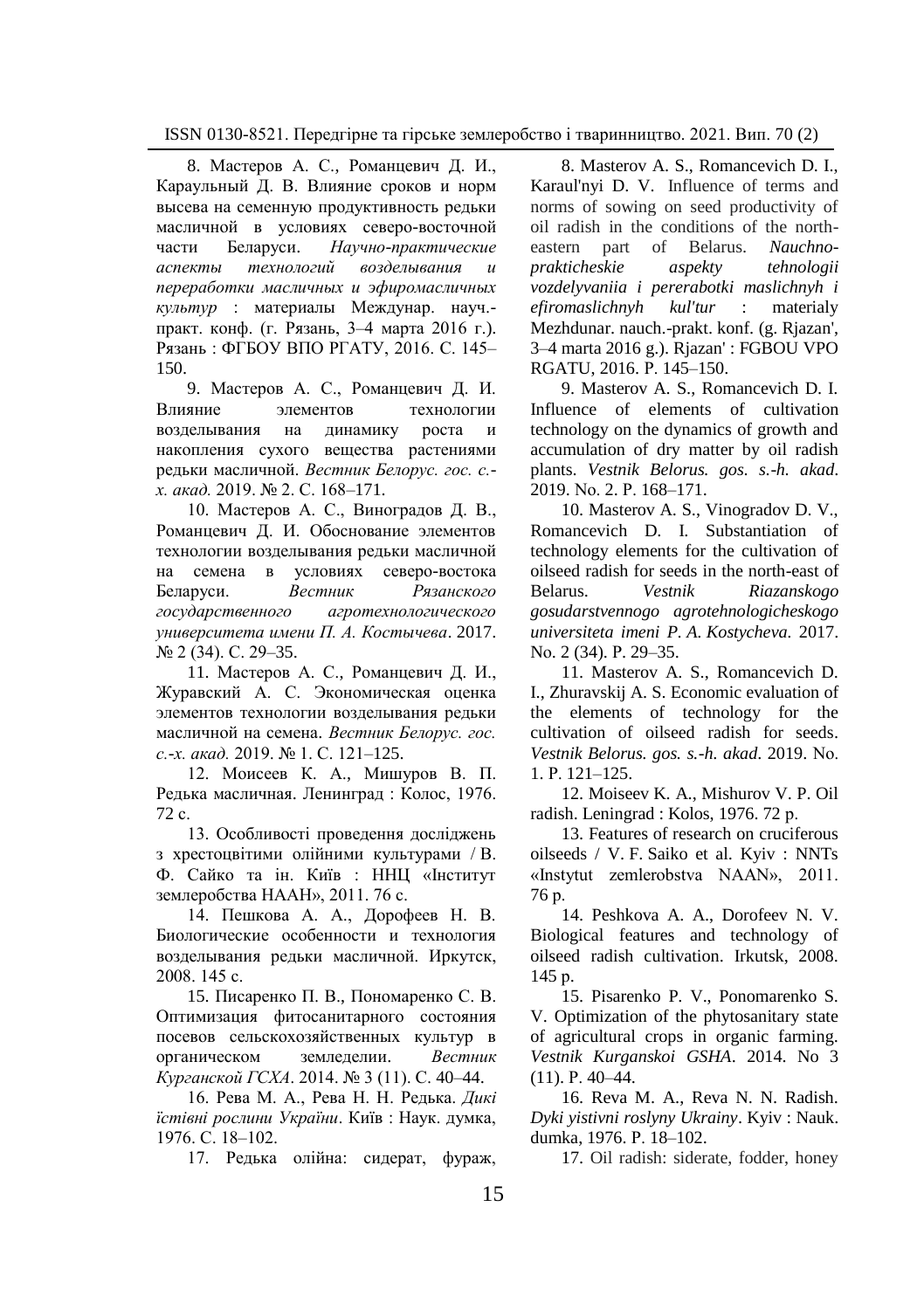8. Мастеров А. С., Романцевич Д. И., Караульный Д. В. Влияние сроков и норм высева на семенную продуктивность редьки масличной в условиях северо-восточной части Беларуси. *Научно-практические аспекты технологий возделывания и переработки масличных и эфиромасличных культур* : материалы Междунар. науч.-практ. конф. (г. Рязань, 3–4 марта 2016 г.). Рязань : ФГБОУ ВПО РГАТУ, 2016. С. 145–150.

9. Мастеров А. С., Романцевич Д. И. Влияние элементов технологии возделывания на динамику роста и накопления сухого вещества растениями редьки масличной. *Вестник Белорус. гос. с.-х. акад.* 2019. № 2. С. 168–171.

10. Мастеров А. С., Виноградов Д. В., Романцевич Д. И. Обоснование элементов технологии возделывания редьки масличной на семена в условиях северо-востока Беларуси. *Вестник Рязанского государственного агротехнологического университета имени П. А. Костычева*. 2017. № 2 (34). С. 29–35.

11. Мастеров А. С., Романцевич Д. И., Журавский А. С. Экономическая оценка элементов технологии возделывания редьки масличной на семена. *Вестник Белорус. гос. с.-х. акад.* 2019. № 1. С. 121–125.

12. Моисеев К. А., Мишуров В. П. Редька масличная. Ленинград : Колос, 1976. 72 с.

13. Особливості проведення досліджень з хрестоцвітими олійними культурами / В. Ф. Сайко та ін. Київ : ННЦ «Інститут землеробства НААН», 2011. 76 с.

14. Пешкова А. А., Дорофеев Н. В. Биологические особенности и технология возделывания редьки масличной. Иркутск, 2008. 145 с.

15. Писаренко П. В., Пономаренко С. В. Оптимизация фитосанитарного состояния посевов сельскохозяйственных культур в органическом земледелии. *Вестник Курганской ГСХА*. 2014. № 3 (11). С. 40–44.

16. Рева М. А., Рева Н. Н. Редька. *Дикі їстівні рослини України*. Київ : Наук. думка, 1976. С. 18–102.

17. Редька олійна: сидерат, фураж,

8. Masterov A. S., Romancevich D. I., Karaul'nyi D. V. Influence of terms and norms of sowing on seed productivity of oil radish in the conditions of the north-eastern part of Belarus. *Nauchno-prakticheskie aspekty tehnologii vozdelyvaniia i pererabotki maslichnyh i efiromaslichnyh kul'tur* : materialy Mezhdunar. nauch.-prakt. konf. (g. Rjazan', 3–4 marta 2016 g.). Rjazan' : FGBOU VPO RGATU, 2016. P. 145–150.

9. Masterov A. S., Romancevich D. I. Influence of elements of cultivation technology on the dynamics of growth and accumulation of dry matter by oil radish plants. *Vestnik Belorus. gos. s.-h. akad*. 2019. No. 2. P. 168–171.

10. Masterov A. S., Vinogradov D. V., Romancevich D. I. Substantiation of technology elements for the cultivation of oilseed radish for seeds in the north-east of Belarus. *Vestnik Riazanskogo gosudarstvennogo agrotehnologicheskogo universiteta imeni P. A. Kostycheva.* 2017. No. 2 (34). P. 29–35.

11. Masterov A. S., Romancevich D. I., Zhuravskij A. S. Economic evaluation of the elements of technology for the cultivation of oilseed radish for seeds. *Vestnik Belorus. gos. s.-h. akad*. 2019. No. 1. P. 121–125.

12. Moiseev K. A., Mishurov V. P. Oil radish. Leningrad : Kolos, 1976. 72 p.

13. Features of research on cruciferous oilseeds / V. F. Saiko et al. Kyiv : NNTs «Instytut zemlerobstva NAAN», 2011. 76 p.

14. Peshkova A. A., Dorofeev N. V. Biological features and technology of oilseed radish cultivation. Irkutsk, 2008. 145 p.

15. Pisarenko P. V., Ponomarenko S. V. Optimization of the phytosanitary state of agricultural crops in organic farming. *Vestnik Kurganskoi GSHA*. 2014. No 3 (11). P. 40–44.

16. Reva M. A., Reva N. N. Radish. *Dyki yistivni roslyny Ukrainy*. Kyiv : Nauk. dumka, 1976. P. 18–102.

17. Oil radish: siderate, fodder, honey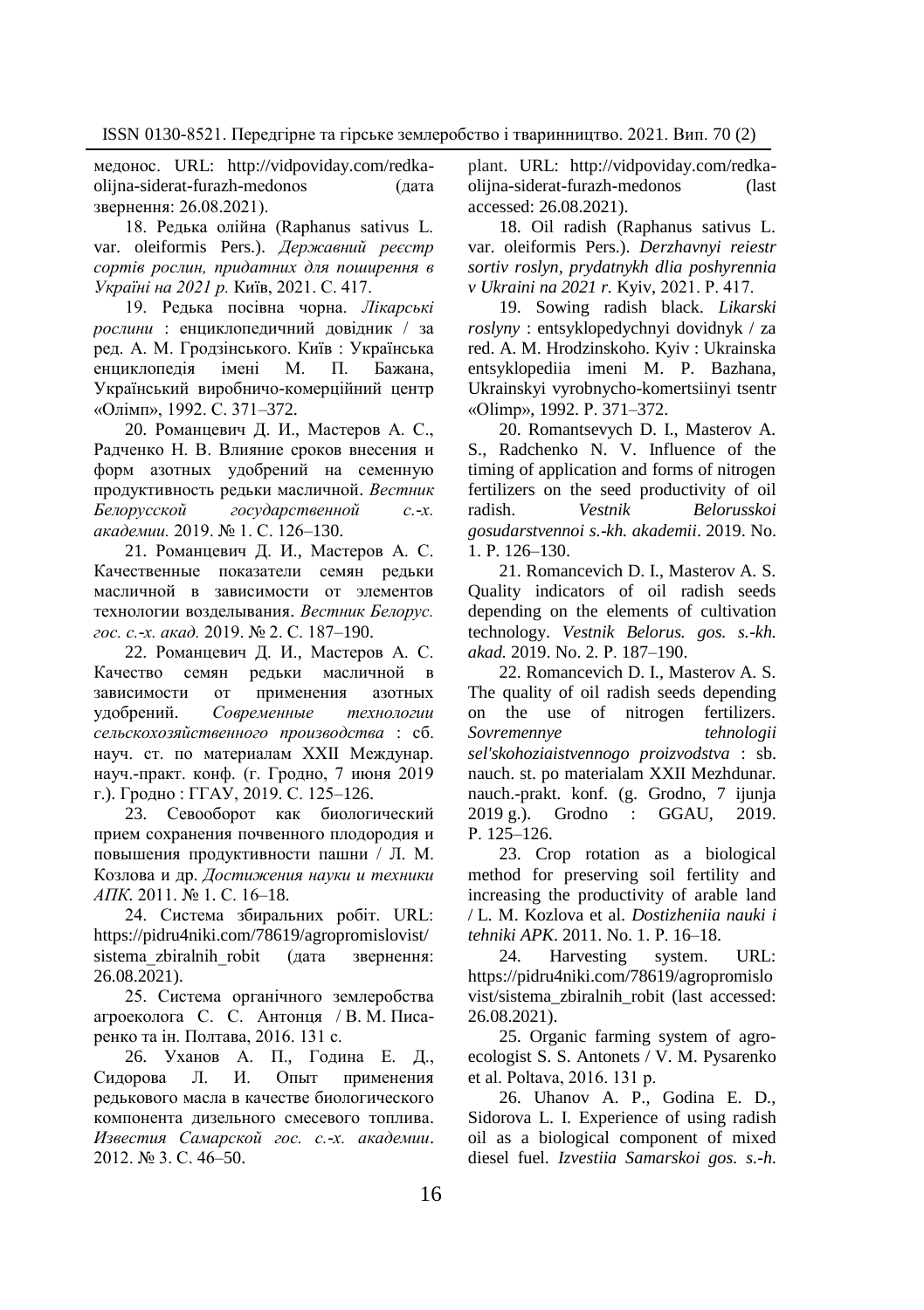медонос. URL: http://vidpoviday.com/redka-olijna-siderat-furazh-medonos (дата звернення: 26.08.2021).

18. Редька олійна (Raphanus sativus L. var. oleiformis Pers.). *Державний реєстр сортів рослин, придатних для поширення в Україні на 2021 р.* Київ, 2021. С. 417.

19. Редька посівна чорна. *Лікарські рослини* : енциклопедичний довідник / за ред. А. М. Гродзінського. Київ : Українська енциклопедія імені М. П. Бажана, Український виробничо-комерційний центр «Олімп», 1992. С. 371–372.

20. Романцевич Д. И., Мастеров А. С., Радченко Н. В. Влияние сроков внесения и форм азотных удобрений на семенную продуктивность редьки масличной. *Вестник Белорусской государственной с.-х. академии.* 2019. № 1. С. 126–130.

21. Романцевич Д. И., Мастеров А. С. Качественные показатели семян редьки масличной в зависимости от элементов технологии возделывания. *Вестник Белорус. гос. с.-х. акад.* 2019. № 2. С. 187–190.

22. Романцевич Д. И., Мастеров А. С. Качество семян редьки масличной в зависимости от применения азотных удобрений. *Современные технологии сельскохозяйственного производства* : сб. науч. ст. по материалам XXII Междунар. науч.-практ. конф. (г. Гродно, 7 июня 2019 г.). Гродно : ГГАУ, 2019. С. 125–126.

23. Севооборот как биологический прием сохранения почвенного плодородия и повышения продуктивности пашни / Л. М. Козлова и др. *Достижения науки и техники АПК*. 2011. № 1. С. 16–18.

24. Система збиральних робіт. URL: https://pidru4niki.com/78619/agropromislovist/sistema_zbiralnih_robit (дата звернення: 26.08.2021).

25. Система органічного землеробства агроеколога С. С. Антонця / В. М. Писаренко та ін. Полтава, 2016. 131 с.

26. Уханов А. П., Година Е. Д., Сидорова Л. И. Опыт применения редькового масла в качестве биологического компонента дизельного смесевого топлива. *Известия Самарской гос. с.-х. академии*. 2012. № 3. С. 46–50.

plant. URL: http://vidpoviday.com/redka-olijna-siderat-furazh-medonos (last accessed: 26.08.2021).

18. Oil radish (Raphanus sativus L. var. oleiformis Pers.). *Derzhavnyi reiestr sortiv roslyn, prydatnykh dlia poshyrennia v Ukraini na 2021 r.* Kyiv, 2021. P. 417.

19. Sowing radish black. *Likarski roslyny* : entsyklopedychnyi dovidnyk / za red. A. M. Hrodzinskoho. Kyiv : Ukrainska entsyklopediia imeni M. P. Bazhana, Ukrainskyi vyrobnycho-komertsiinyi tsentr «Olimp», 1992. P. 371–372.

20. Romantsevych D. I., Masterov A. S., Radchenko N. V. Influence of the timing of application and forms of nitrogen fertilizers on the seed productivity of oil radish. *Vestnik Belorusskoi gosudarstvennoi s.-kh. akademii*. 2019. No. 1. P. 126–130.

21. Romancevich D. I., Masterov A. S. Quality indicators of oil radish seeds depending on the elements of cultivation technology. *Vestnik Belorus. gos. s.-kh. akad.* 2019. No. 2. P. 187–190.

22. Romancevich D. I., Masterov A. S. The quality of oil radish seeds depending on the use of nitrogen fertilizers. *Sovremennye tehnologii sel'skohoziaistvennogo proizvodstva* : sb. nauch. st. po materialam XXII Mezhdunar. nauch.-prakt. konf. (g. Grodno, 7 ijunja 2019 g.). Grodno : GGAU, 2019. P. 125–126.

23. Crop rotation as a biological method for preserving soil fertility and increasing the productivity of arable land / L. M. Kozlova et al. *Dostizheniia nauki i tehniki APK*. 2011. No. 1. P. 16–18.

24. Harvesting system. URL: https://pidru4niki.com/78619/agropromislovist/sistema_zbiralnih_robit (last accessed: 26.08.2021).

25. Organic farming system of agro-ecologist S. S. Antonets / V. M. Pysarenko et al. Poltava, 2016. 131 p.

26. Uhanov A. P., Godina E. D., Sidorova L. I. Experience of using radish oil as a biological component of mixed diesel fuel. *Izvestiia Samarskoi gos. s.-h.*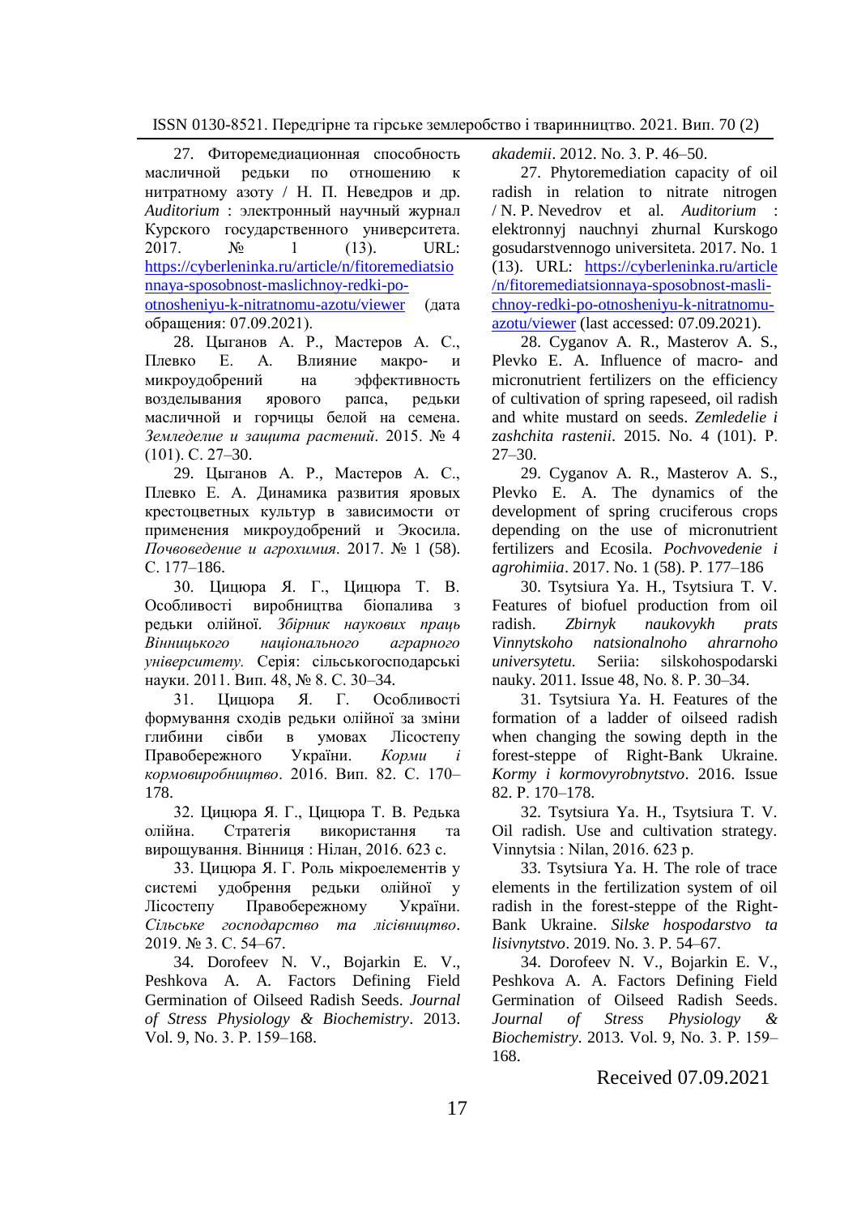27. Фиторемедиационная способность масличной редьки по отношению к нитратному азоту / Н. П. Неведров и др. *Auditorium* : электронный научный журнал Курского государственного университета. 2017. № 1 (13). URL: https://cyberleninka.ru/article/n/fitoremediatsionnaya-sposobnost-maslichnoy-redki-po-otnosheniyu-k-nitratnomu-azotu/viewer (дата обращения: 07.09.2021).

28. Цыганов А. Р., Мастеров А. С., Плевко Е. А. Влияние макро- и микроудобрений на эффективность возделывания ярового рапса, редьки масличной и горчицы белой на семена. *Земледелие и защита растений*. 2015. № 4 (101). С. 27–30.

29. Цыганов А. Р., Мастеров А. С., Плевко Е. А. Динамика развития яровых крестоцветных культур в зависимости от применения микроудобрений и Экосила. *Почвоведение и агрохимия*. 2017. № 1 (58). С. 177–186.

30. Цицюра Я. Г., Цицюра Т. В. Особливості виробництва біопалива з редьки олійної. *Збірник наукових праць Вінницького національного аграрного університету.* Серія: сільськогосподарські науки. 2011. Вип. 48, № 8. С. 30–34.

31. Цицюра Я. Г. Особливості формування сходів редьки олійної за зміни глибини сівби в умовах Лісостепу Правобережного України. *Корми і кормовиробництво*. 2016. Вип. 82. С. 170–178.

32. Цицюра Я. Г., Цицюра Т. В. Редька олійна. Стратегія використання та вирощування. Вінниця : Нілан, 2016. 623 с.

33. Цицюра Я. Г. Роль мікроелементів у системі удобрення редьки олійної у Лісостепу Правобережному України. *Сільське господарство та лісівництво*. 2019. № 3. С. 54–67.

34. Dorofeev N. V., Bojarkin E. V., Peshkova A. A. Factors Defining Field Germination of Oilseed Radish Seeds. *Journal of Stress Physiology & Biochemistry*. 2013. Vol. 9, No. 3. P. 159–168.

*akademii*. 2012. No. 3. P. 46–50.

27. Phytoremediation capacity of oil radish in relation to nitrate nitrogen / N. P. Nevedrov et al. *Auditorium* : elektronnyj nauchnyi zhurnal Kurskogo gosudarstvennogo universiteta. 2017. No. 1 (13). URL: https://cyberleninka.ru/article/n/fitoremediatsionnaya-sposobnost-maslichnoy-redki-po-otnosheniyu-k-nitratnomu-azotu/viewer (last accessed: 07.09.2021).

28. Cyganov A. R., Masterov A. S., Plevko E. A. Influence of macro- and micronutrient fertilizers on the efficiency of cultivation of spring rapeseed, oil radish and white mustard on seeds. *Zemledelie i zashchita rastenii*. 2015. No. 4 (101). P. 27–30.

29. Cyganov A. R., Masterov A. S., Plevko E. A. The dynamics of the development of spring cruciferous crops depending on the use of micronutrient fertilizers and Ecosila. *Pochvovedenie i agrohimiia*. 2017. No. 1 (58). P. 177–186

30. Tsytsiura Ya. H., Tsytsiura T. V. Features of biofuel production from oil radish. *Zbirnyk naukovykh prats Vinnytskoho natsionalnoho ahrarnoho universytetu.* Seriia: silskohospodarski nauky. 2011. Issue 48, No. 8. P. 30–34.

31. Tsytsiura Ya. H. Features of the formation of a ladder of oilseed radish when changing the sowing depth in the forest-steppe of Right-Bank Ukraine. *Kormy i kormovyrobnytstvo*. 2016. Issue 82. P. 170–178.

32. Tsytsiura Ya. H., Tsytsiura T. V. Oil radish. Use and cultivation strategy. Vinnytsia : Nilan, 2016. 623 p.

33. Tsytsiura Ya. H. The role of trace elements in the fertilization system of oil radish in the forest-steppe of the Right-Bank Ukraine. *Silske hospodarstvo ta lisivnytstvo*. 2019. No. 3. P. 54–67.

34. Dorofeev N. V., Bojarkin E. V., Peshkova A. A. Factors Defining Field Germination of Oilseed Radish Seeds. *Journal of Stress Physiology & Biochemistry*. 2013. Vol. 9, No. 3. P. 159–168.

Received 07.09.2021